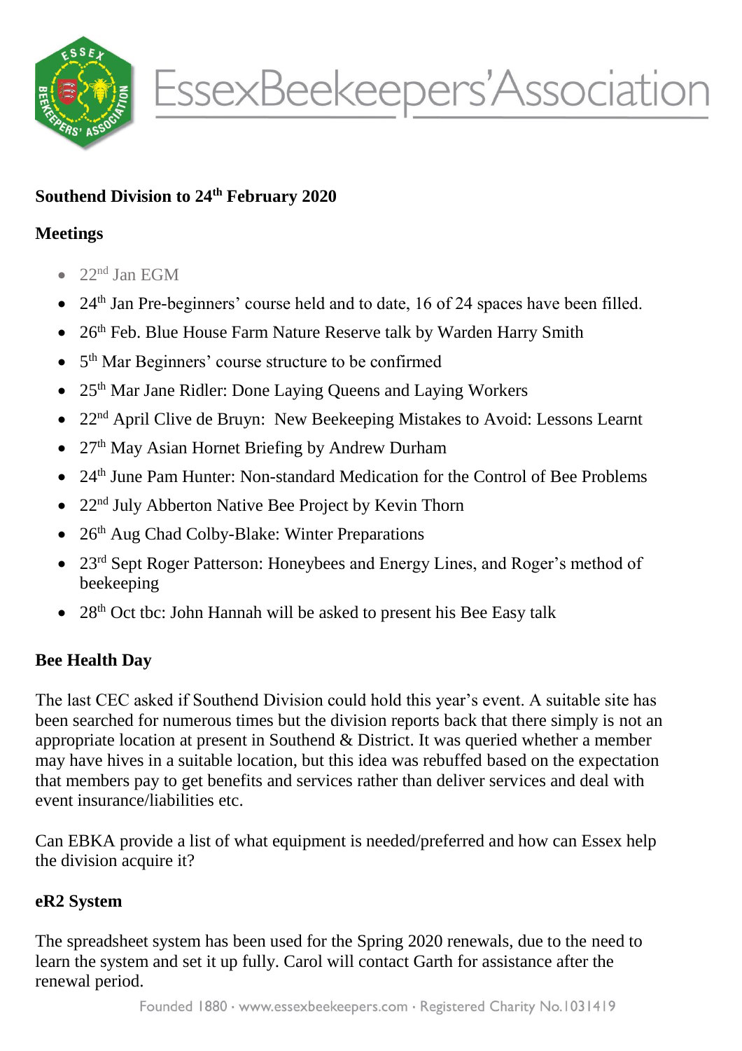EssexBeekeepers'Association

**Southend Division to 24th February 2020**

**Meetings**

- 22nd Jan EGM
- 24th Jan Pre-beginners' course held and to date, 16 of 24 spaces have been filled.
- 26th Feb. Blue House Farm Nature Reserve talk by Warden Harry Smith
- 5th Mar Beginners' course structure to be confirmed
- 25th Mar Jane Ridler: Done Laying Queens and Laying Workers
- 22nd April Clive de Bruyn: New Beekeeping Mistakes to Avoid: Lessons Learnt
- 27th May Asian Hornet Briefing by Andrew Durham
- 24th June Pam Hunter: Non-standard Medication for the Control of Bee Problems
- 22nd July Abberton Native Bee Project by Kevin Thorn
- 26th Aug Chad Colby-Blake: Winter Preparations
- 23rd Sept Roger Patterson: Honeybees and Energy Lines, and Roger's method of beekeeping
- 28th Oct tbc: John Hannah will be asked to present his Bee Easy talk

**Bee Health Day**

The last CEC asked if Southend Division could hold this year's event. A suitable site has been searched for numerous times but the division reports back that there simply is not an appropriate location at present in Southend & District. It was queried whether a member may have hives in a suitable location, but this idea was rebuffed based on the expectation that members pay to get benefits and services rather than deliver services and deal with event insurance/liabilities etc.

Can EBKA provide a list of what equipment is needed/preferred and how can Essex help the division acquire it?

**eR2 System**

The spreadsheet system has been used for the Spring 2020 renewals, due to the need to learn the system and set it up fully. Carol will contact Garth for assistance after the renewal period.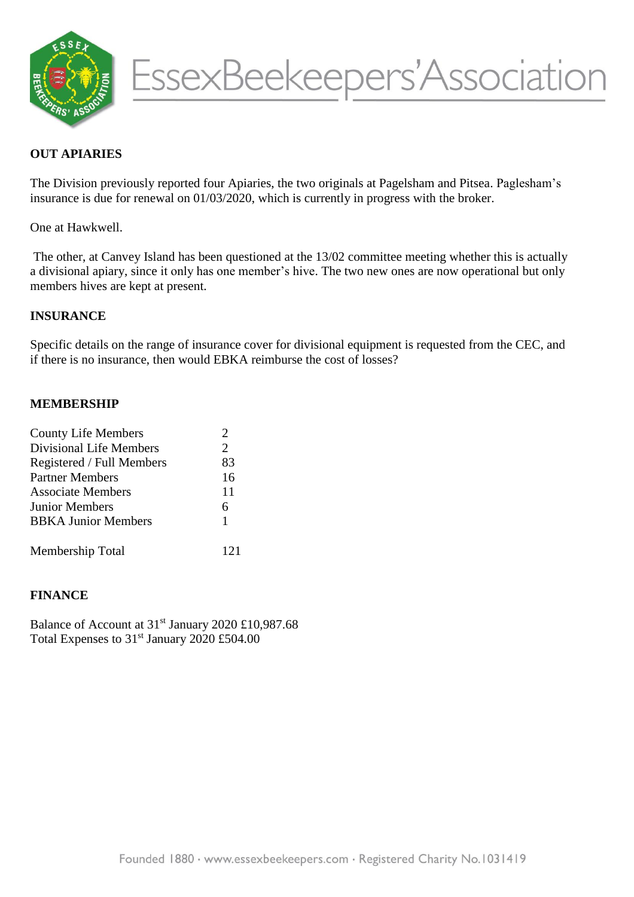## OUT APIARIES

The Division previously reported four Apiaries, the two originals at Pagelsham and Pitsea. Paglesham's insurance is due for renewal on 01/03/2020, which is currently in progress with the broker.

One at Hawkwell.

The other, at Canvey Island has been questioned at the 13/02 committee meeting whether this is actually a divisional apiary, since it only has one member's hive. The two new ones are now operational but only members hives are kept at present.

## INSURANCE

Specific details on the range of insurance cover for divisional equipment is requested from the CEC, and if there is no insurance, then would EBKA reimburse the cost of losses?

## MEMBERSHIP

| | |
|---|---|
| County Life Members | 2 |
| Divisional Life Members | 2 |
| Registered / Full Members | 83 |
| Partner Members | 16 |
| Associate Members | 11 |
| Junior Members | 6 |
| BBKA Junior Members | 1 |
| Membership Total | 121 |

## FINANCE

Balance of Account at 31st January 2020 £10,987.68
Total Expenses to 31st January 2020 £504.00